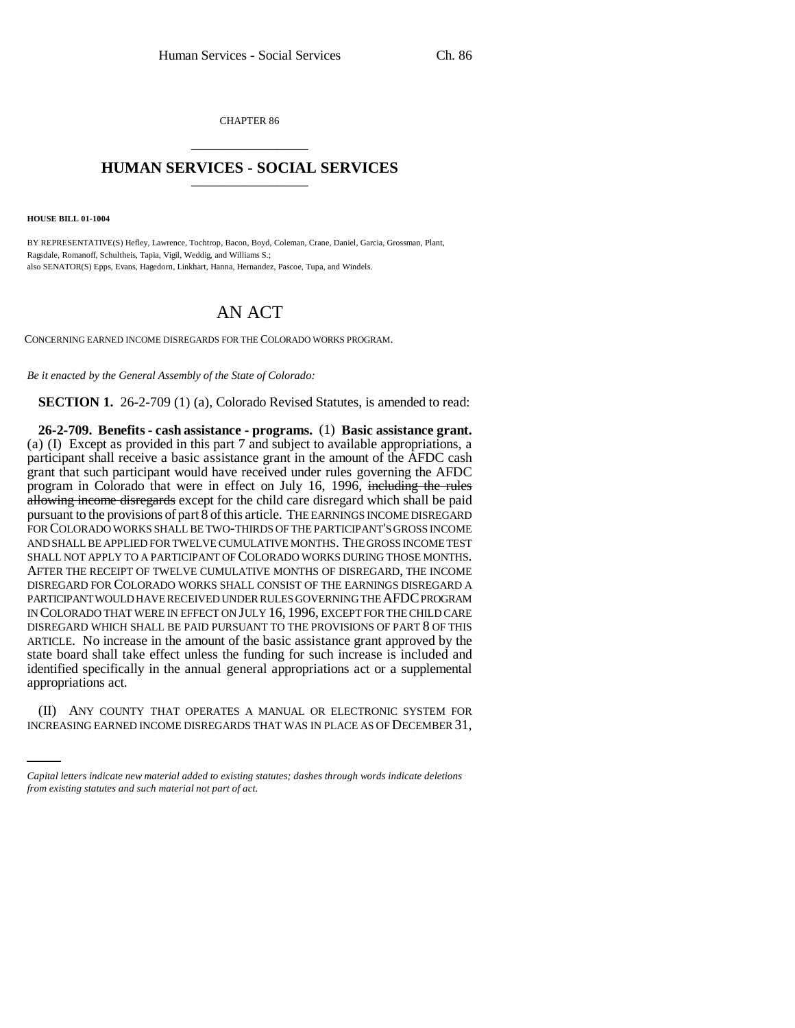CHAPTER 86

# HUMAN SERVICES - SOCIAL SERVICES

**HOUSE BILL 01-1004**

BY REPRESENTATIVE(S) Hefley, Lawrence, Tochtrop, Bacon, Boyd, Coleman, Crane, Daniel, Garcia, Grossman, Plant, Ragsdale, Romanoff, Schultheis, Tapia, Vigil, Weddig, and Williams S.;
also SENATOR(S) Epps, Evans, Hagedorn, Linkhart, Hanna, Hernandez, Pascoe, Tupa, and Windels.

# AN ACT

CONCERNING EARNED INCOME DISREGARDS FOR THE COLORADO WORKS PROGRAM.

*Be it enacted by the General Assembly of the State of Colorado:*

**SECTION 1.** 26-2-709 (1) (a), Colorado Revised Statutes, is amended to read:

**26-2-709. Benefits - cash assistance - programs.** (1) **Basic assistance grant.** (a) (I) Except as provided in this part 7 and subject to available appropriations, a participant shall receive a basic assistance grant in the amount of the AFDC cash grant that such participant would have received under rules governing the AFDC program in Colorado that were in effect on July 16, 1996, ~~including the rules allowing income disregards~~ except for the child care disregard which shall be paid pursuant to the provisions of part 8 of this article. THE EARNINGS INCOME DISREGARD FOR COLORADO WORKS SHALL BE TWO-THIRDS OF THE PARTICIPANT'S GROSS INCOME AND SHALL BE APPLIED FOR TWELVE CUMULATIVE MONTHS. THE GROSS INCOME TEST SHALL NOT APPLY TO A PARTICIPANT OF COLORADO WORKS DURING THOSE MONTHS. AFTER THE RECEIPT OF TWELVE CUMULATIVE MONTHS OF DISREGARD, THE INCOME DISREGARD FOR COLORADO WORKS SHALL CONSIST OF THE EARNINGS DISREGARD A PARTICIPANT WOULD HAVE RECEIVED UNDER RULES GOVERNING THE AFDC PROGRAM IN COLORADO THAT WERE IN EFFECT ON JULY 16, 1996, EXCEPT FOR THE CHILD CARE DISREGARD WHICH SHALL BE PAID PURSUANT TO THE PROVISIONS OF PART 8 OF THIS ARTICLE. No increase in the amount of the basic assistance grant approved by the state board shall take effect unless the funding for such increase is included and identified specifically in the annual general appropriations act or a supplemental appropriations act.

(II) ANY COUNTY THAT OPERATES A MANUAL OR ELECTRONIC SYSTEM FOR INCREASING EARNED INCOME DISREGARDS THAT WAS IN PLACE AS OF DECEMBER 31,

*Capital letters indicate new material added to existing statutes; dashes through words indicate deletions from existing statutes and such material not part of act.*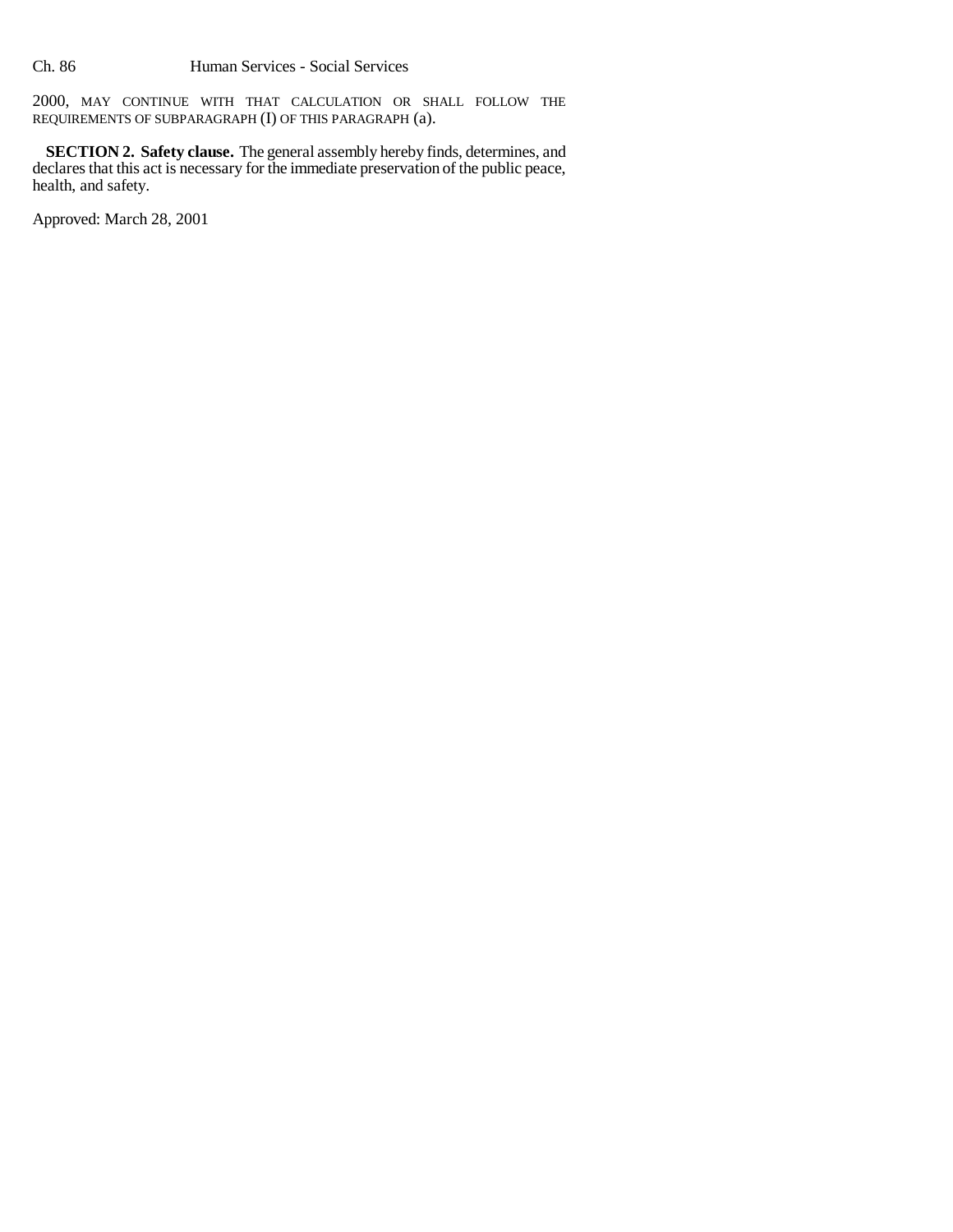2000, MAY CONTINUE WITH THAT CALCULATION OR SHALL FOLLOW THE REQUIREMENTS OF SUBPARAGRAPH (I) OF THIS PARAGRAPH (a).

**SECTION 2. Safety clause.** The general assembly hereby finds, determines, and declares that this act is necessary for the immediate preservation of the public peace, health, and safety.

Approved: March 28, 2001